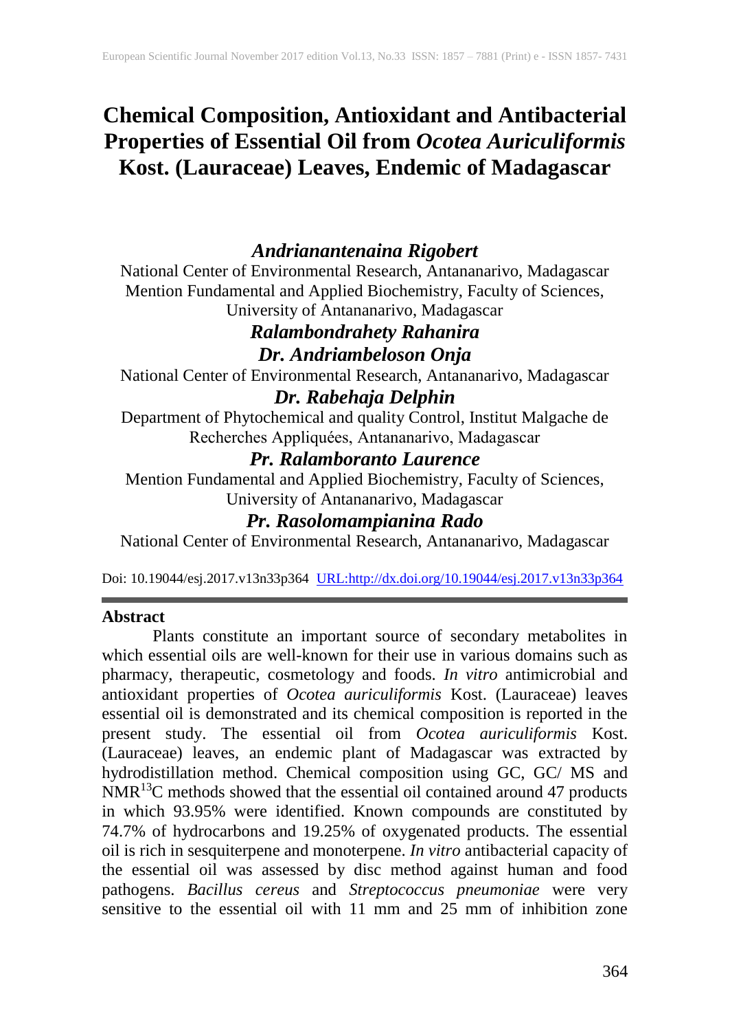# Chemical Composition, Antioxidant and Antibacterial Properties of Essential Oil from *Ocotea Auriculiformis* Kost. (Lauraceae) Leaves, Endemic of Madagascar

***Andrianantenaina Rigobert***

National Center of Environmental Research, Antananarivo, Madagascar

Mention Fundamental and Applied Biochemistry, Faculty of Sciences, University of Antananarivo, Madagascar

***Ralambondrahety Rahanira***

***Dr. Andriambeloson Onja***

National Center of Environmental Research, Antananarivo, Madagascar

***Dr. Rabehaja Delphin***

Department of Phytochemical and quality Control, Institut Malgache de Recherches Appliquées, Antananarivo, Madagascar

***Pr. Ralamboranto Laurence***

Mention Fundamental and Applied Biochemistry, Faculty of Sciences, University of Antananarivo, Madagascar

***Pr. Rasolomampianina Rado***

National Center of Environmental Research, Antananarivo, Madagascar

Doi: 10.19044/esj.2017.v13n33p364 URL:http://dx.doi.org/10.19044/esj.2017.v13n33p364

## Abstract

Plants constitute an important source of secondary metabolites in which essential oils are well-known for their use in various domains such as pharmacy, therapeutic, cosmetology and foods. *In vitro* antimicrobial and antioxidant properties of *Ocotea auriculiformis* Kost. (Lauraceae) leaves essential oil is demonstrated and its chemical composition is reported in the present study. The essential oil from *Ocotea auriculiformis* Kost. (Lauraceae) leaves, an endemic plant of Madagascar was extracted by hydrodistillation method. Chemical composition using GC, GC/ MS and $NMR^{13}C$ methods showed that the essential oil contained around 47 products in which 93.95% were identified. Known compounds are constituted by 74.7% of hydrocarbons and 19.25% of oxygenated products. The essential oil is rich in sesquiterpene and monoterpene. *In vitro* antibacterial capacity of the essential oil was assessed by disc method against human and food pathogens. *Bacillus cereus* and *Streptococcus pneumoniae* were very sensitive to the essential oil with 11 mm and 25 mm of inhibition zone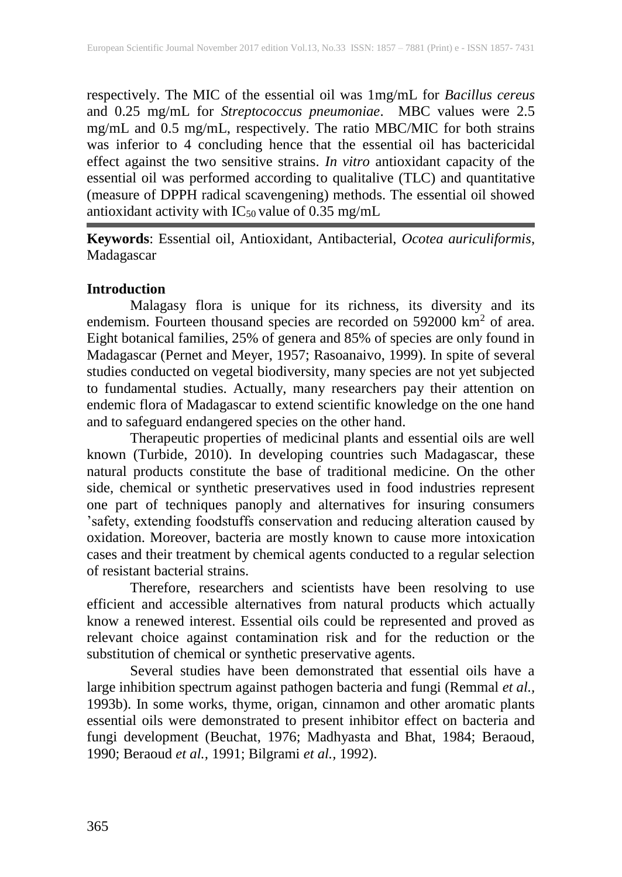respectively. The MIC of the essential oil was 1mg/mL for *Bacillus cereus* and 0.25 mg/mL for *Streptococcus pneumoniae*. MBC values were 2.5 mg/mL and 0.5 mg/mL, respectively. The ratio MBC/MIC for both strains was inferior to 4 concluding hence that the essential oil has bactericidal effect against the two sensitive strains. *In vitro* antioxidant capacity of the essential oil was performed according to qualitalive (TLC) and quantitative (measure of DPPH radical scavengening) methods. The essential oil showed antioxidant activity with $IC_{50}$ value of 0.35 mg/mL

**Keywords**: Essential oil, Antioxidant, Antibacterial, *Ocotea auriculiformis*, Madagascar

## Introduction

Malagasy flora is unique for its richness, its diversity and its endemism. Fourteen thousand species are recorded on 592000 $km^2$ of area. Eight botanical families, 25% of genera and 85% of species are only found in Madagascar (Pernet and Meyer, 1957; Rasoanaivo, 1999). In spite of several studies conducted on vegetal biodiversity, many species are not yet subjected to fundamental studies. Actually, many researchers pay their attention on endemic flora of Madagascar to extend scientific knowledge on the one hand and to safeguard endangered species on the other hand.

Therapeutic properties of medicinal plants and essential oils are well known (Turbide, 2010). In developing countries such Madagascar, these natural products constitute the base of traditional medicine. On the other side, chemical or synthetic preservatives used in food industries represent one part of techniques panoply and alternatives for insuring consumers 'safety, extending foodstuffs conservation and reducing alteration caused by oxidation. Moreover, bacteria are mostly known to cause more intoxication cases and their treatment by chemical agents conducted to a regular selection of resistant bacterial strains.

Therefore, researchers and scientists have been resolving to use efficient and accessible alternatives from natural products which actually know a renewed interest. Essential oils could be represented and proved as relevant choice against contamination risk and for the reduction or the substitution of chemical or synthetic preservative agents.

Several studies have been demonstrated that essential oils have a large inhibition spectrum against pathogen bacteria and fungi (Remmal *et al.*, 1993b). In some works, thyme, origan, cinnamon and other aromatic plants essential oils were demonstrated to present inhibitor effect on bacteria and fungi development (Beuchat, 1976; Madhyasta and Bhat, 1984; Beraoud, 1990; Beraoud *et al.*, 1991; Bilgrami *et al.*, 1992).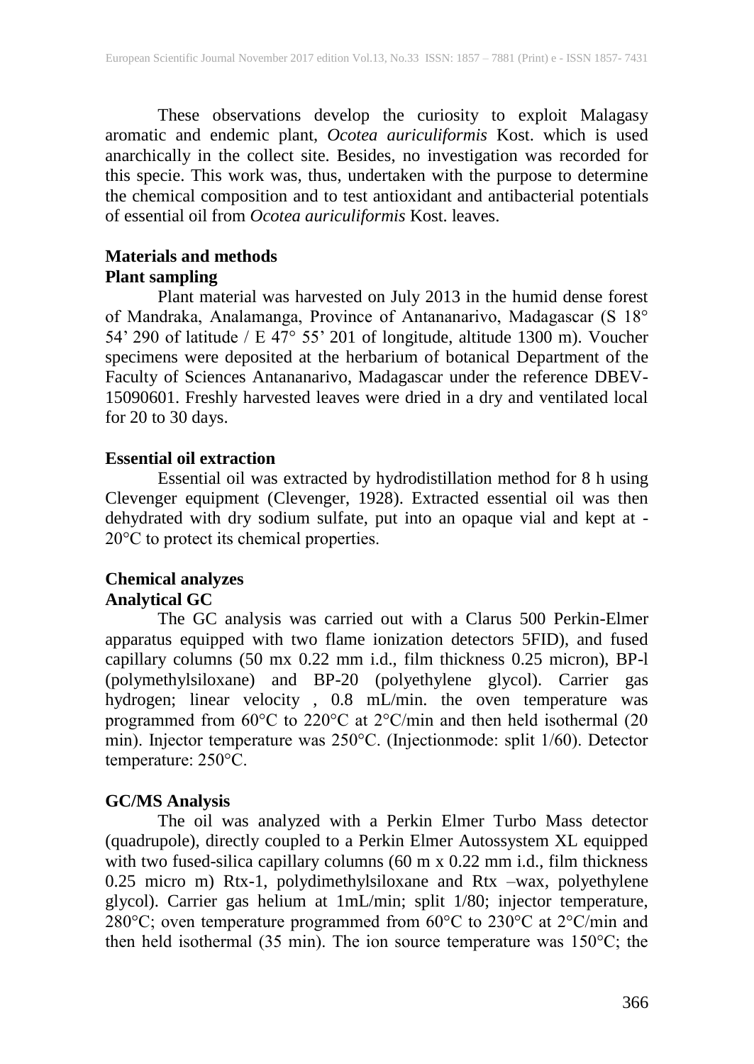These observations develop the curiosity to exploit Malagasy aromatic and endemic plant, *Ocotea auriculiformis* Kost. which is used anarchically in the collect site. Besides, no investigation was recorded for this specie. This work was, thus, undertaken with the purpose to determine the chemical composition and to test antioxidant and antibacterial potentials of essential oil from *Ocotea auriculiformis* Kost. leaves.

## Materials and methods

### Plant sampling

Plant material was harvested on July 2013 in the humid dense forest of Mandraka, Analamanga, Province of Antananarivo, Madagascar (S 18° 54' 290 of latitude / E 47° 55' 201 of longitude, altitude 1300 m). Voucher specimens were deposited at the herbarium of botanical Department of the Faculty of Sciences Antananarivo, Madagascar under the reference DBEV-15090601. Freshly harvested leaves were dried in a dry and ventilated local for 20 to 30 days.

### Essential oil extraction

Essential oil was extracted by hydrodistillation method for 8 h using Clevenger equipment (Clevenger, 1928). Extracted essential oil was then dehydrated with dry sodium sulfate, put into an opaque vial and kept at -20°C to protect its chemical properties.

### Chemical analyzes

#### Analytical GC

The GC analysis was carried out with a Clarus 500 Perkin-Elmer apparatus equipped with two flame ionization detectors 5FID), and fused capillary columns (50 mx 0.22 mm i.d., film thickness 0.25 micron), BP-l (polymethylsiloxane) and BP-20 (polyethylene glycol). Carrier gas hydrogen; linear velocity , 0.8 mL/min. the oven temperature was programmed from 60°C to 220°C at 2°C/min and then held isothermal (20 min). Injector temperature was 250°C. (Injectionmode: split 1/60). Detector temperature: 250°C.

#### GC/MS Analysis

The oil was analyzed with a Perkin Elmer Turbo Mass detector (quadrupole), directly coupled to a Perkin Elmer Autossystem XL equipped with two fused-silica capillary columns (60 m x 0.22 mm i.d., film thickness 0.25 micro m) Rtx-1, polydimethylsiloxane and Rtx –wax, polyethylene glycol). Carrier gas helium at 1mL/min; split 1/80; injector temperature, 280°C; oven temperature programmed from 60°C to 230°C at 2°C/min and then held isothermal (35 min). The ion source temperature was 150°C; the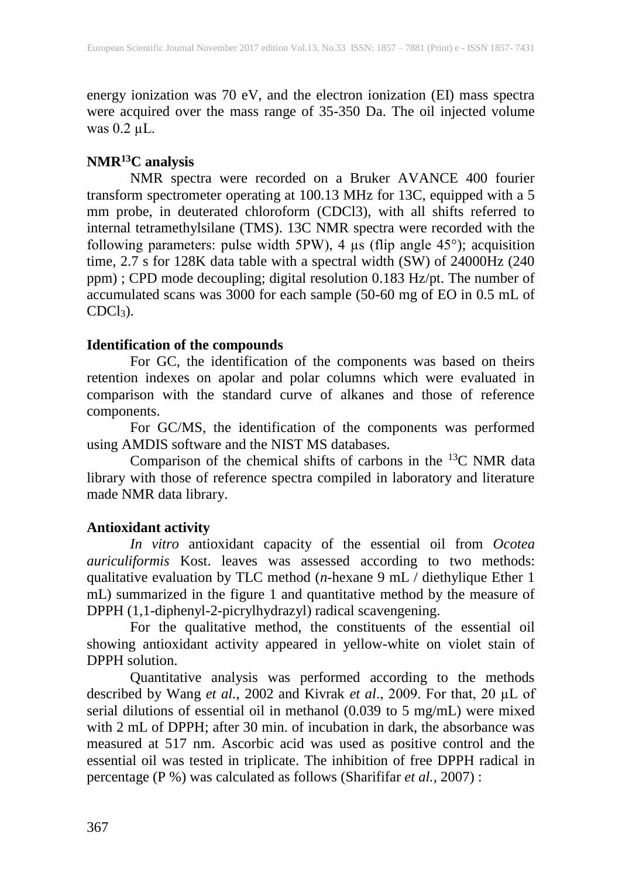energy ionization was 70 eV, and the electron ionization (EI) mass spectra were acquired over the mass range of 35-350 Da. The oil injected volume was 0.2 μL.

**NMR[13]C analysis**

NMR spectra were recorded on a Bruker AVANCE 400 fourier transform spectrometer operating at 100.13 MHz for 13C, equipped with a 5 mm probe, in deuterated chloroform (CDCl3), with all shifts referred to internal tetramethylsilane (TMS). 13C NMR spectra were recorded with the following parameters: pulse width 5PW), 4 μs (flip angle 45°); acquisition time, 2.7 s for 128K data table with a spectral width (SW) of 24000Hz (240 ppm) ; CPD mode decoupling; digital resolution 0.183 Hz/pt. The number of accumulated scans was 3000 for each sample (50-60 mg of EO in 0.5 mL of $CDCl_3$).

**Identification of the compounds**

For GC, the identification of the components was based on theirs retention indexes on apolar and polar columns which were evaluated in comparison with the standard curve of alkanes and those of reference components.

For GC/MS, the identification of the components was performed using AMDIS software and the NIST MS databases.

Comparison of the chemical shifts of carbons in the $^{13}$C NMR data library with those of reference spectra compiled in laboratory and literature made NMR data library.

**Antioxidant activity**

*In vitro* antioxidant capacity of the essential oil from *Ocotea auriculiformis* Kost. leaves was assessed according to two methods: qualitative evaluation by TLC method (*n*-hexane 9 mL / diethylique Ether 1 mL) summarized in the figure 1 and quantitative method by the measure of DPPH (1,1-diphenyl-2-picrylhydrazyl) radical scavengening.

For the qualitative method, the constituents of the essential oil showing antioxidant activity appeared in yellow-white on violet stain of DPPH solution.

Quantitative analysis was performed according to the methods described by Wang *et al.,* 2002 and Kivrak *et al*., 2009. For that, 20 μL of serial dilutions of essential oil in methanol (0.039 to 5 mg/mL) were mixed with 2 mL of DPPH; after 30 min. of incubation in dark, the absorbance was measured at 517 nm. Ascorbic acid was used as positive control and the essential oil was tested in triplicate. The inhibition of free DPPH radical in percentage (P %) was calculated as follows (Sharififar *et al.,* 2007) :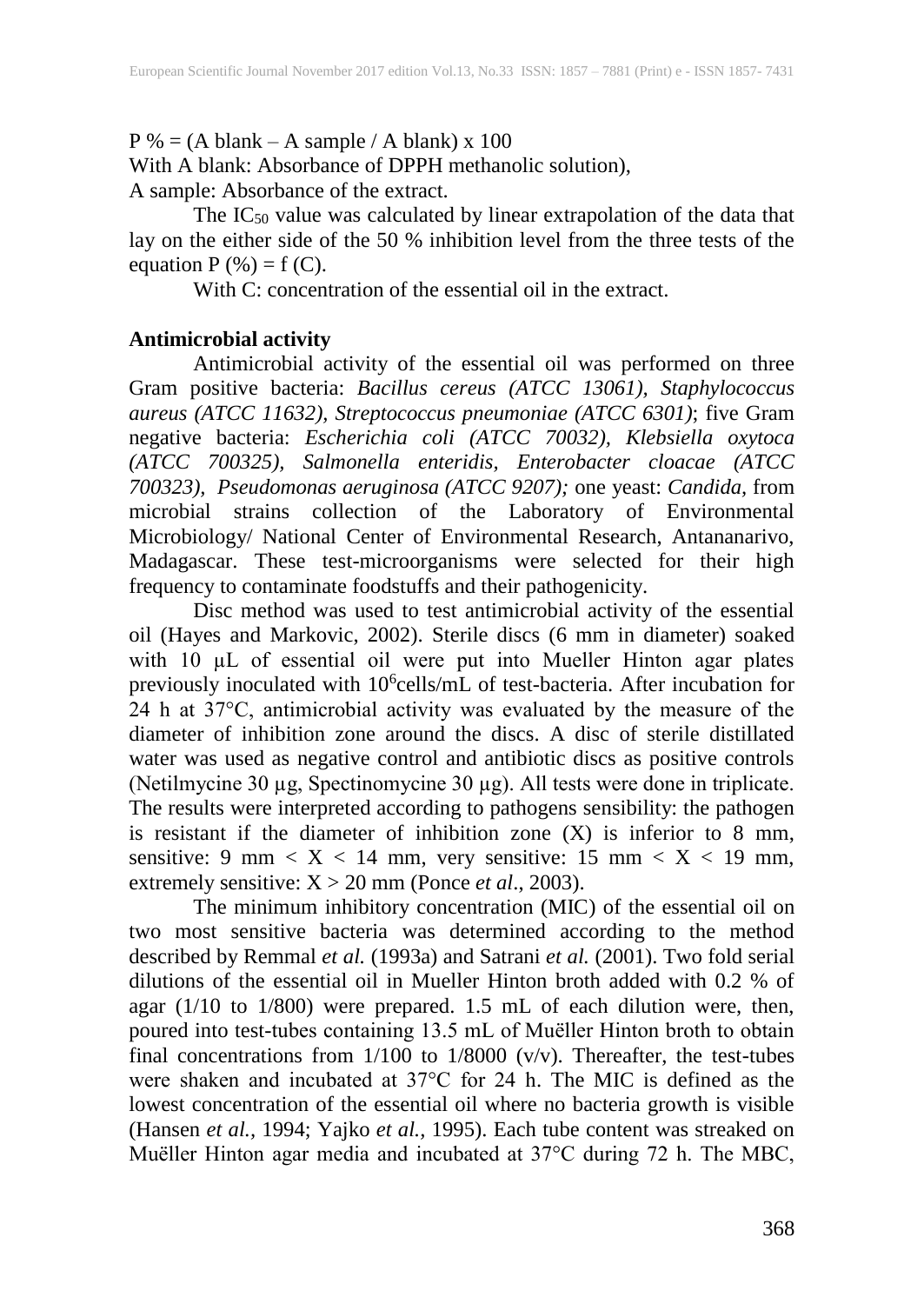P % = (A blank – A sample / A blank) x 100

With A blank: Absorbance of DPPH methanolic solution),

A sample: Absorbance of the extract.

The $IC_{50}$ value was calculated by linear extrapolation of the data that lay on the either side of the 50 % inhibition level from the three tests of the equation P (%) = f (C).

With C: concentration of the essential oil in the extract.

**Antimicrobial activity**

Antimicrobial activity of the essential oil was performed on three Gram positive bacteria: *Bacillus cereus (ATCC 13061), Staphylococcus aureus (ATCC 11632), Streptococcus pneumoniae (ATCC 6301)*; five Gram negative bacteria: *Escherichia coli (ATCC 70032), Klebsiella oxytoca (ATCC 700325), Salmonella enteridis, Enterobacter cloacae (ATCC 700323), Pseudomonas aeruginosa (ATCC 9207);* one yeast: *Candida,* from microbial strains collection of the Laboratory of Environmental Microbiology/ National Center of Environmental Research, Antananarivo, Madagascar. These test-microorganisms were selected for their high frequency to contaminate foodstuffs and their pathogenicity.

Disc method was used to test antimicrobial activity of the essential oil (Hayes and Markovic, 2002). Sterile discs (6 mm in diameter) soaked with 10 µL of essential oil were put into Mueller Hinton agar plates previously inoculated with $10^6$cells/mL of test-bacteria. After incubation for 24 h at 37°C, antimicrobial activity was evaluated by the measure of the diameter of inhibition zone around the discs. A disc of sterile distillated water was used as negative control and antibiotic discs as positive controls (Netilmycine 30 µg, Spectinomycine 30 µg). All tests were done in triplicate. The results were interpreted according to pathogens sensibility: the pathogen is resistant if the diameter of inhibition zone (X) is inferior to 8 mm, sensitive: 9 mm < X < 14 mm, very sensitive: 15 mm < X < 19 mm, extremely sensitive: X > 20 mm (Ponce *et al*., 2003).

The minimum inhibitory concentration (MIC) of the essential oil on two most sensitive bacteria was determined according to the method described by Remmal *et al.* (1993a) and Satrani *et al.* (2001). Two fold serial dilutions of the essential oil in Mueller Hinton broth added with 0.2 % of agar (1/10 to 1/800) were prepared. 1.5 mL of each dilution were, then, poured into test-tubes containing 13.5 mL of Muëller Hinton broth to obtain final concentrations from 1/100 to 1/8000 (v/v). Thereafter, the test-tubes were shaken and incubated at 37°C for 24 h. The MIC is defined as the lowest concentration of the essential oil where no bacteria growth is visible (Hansen *et al.,* 1994; Yajko *et al.,* 1995). Each tube content was streaked on Muëller Hinton agar media and incubated at 37°C during 72 h. The MBC,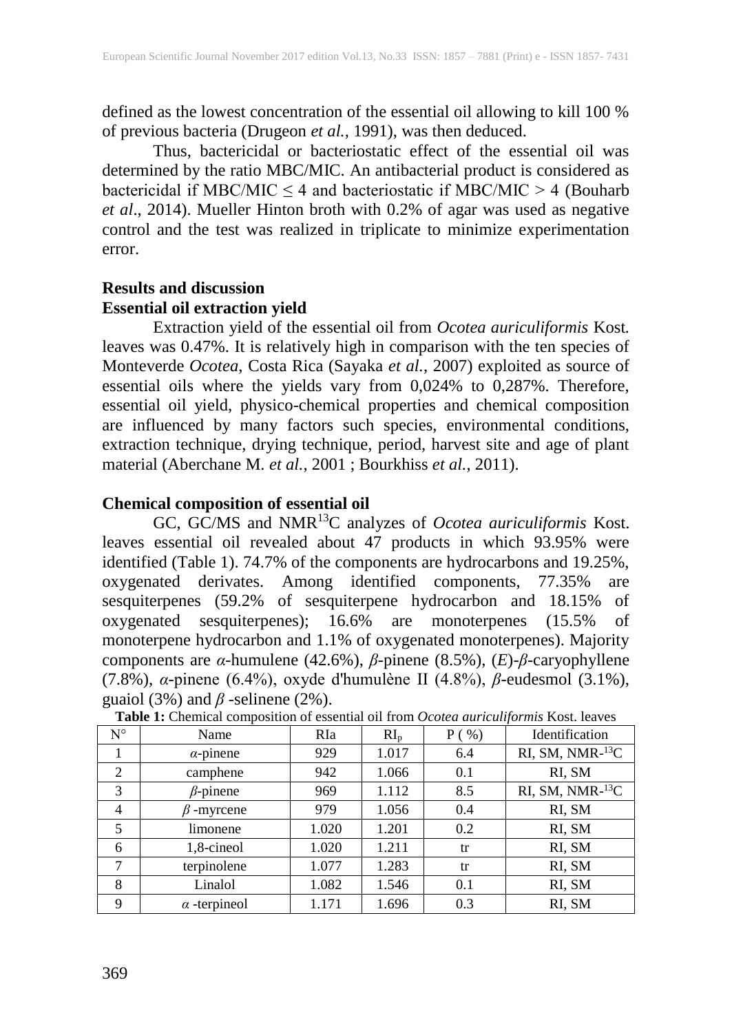defined as the lowest concentration of the essential oil allowing to kill 100 % of previous bacteria (Drugeon *et al.*, 1991), was then deduced.

Thus, bactericidal or bacteriostatic effect of the essential oil was determined by the ratio MBC/MIC. An antibacterial product is considered as bactericidal if MBC/MIC ≤ 4 and bacteriostatic if MBC/MIC > 4 (Bouharb *et al*., 2014). Mueller Hinton broth with 0.2% of agar was used as negative control and the test was realized in triplicate to minimize experimentation error.

## Results and discussion

### Essential oil extraction yield

Extraction yield of the essential oil from *Ocotea auriculiformis* Kost. leaves was 0.47%. It is relatively high in comparison with the ten species of Monteverde *Ocotea*, Costa Rica (Sayaka *et al.*, 2007) exploited as source of essential oils where the yields vary from 0,024% to 0,287%. Therefore, essential oil yield, physico-chemical properties and chemical composition are influenced by many factors such species, environmental conditions, extraction technique, drying technique, period, harvest site and age of plant material (Aberchane M. *et al.*, 2001 ; Bourkhiss *et al.*, 2011).

### Chemical composition of essential oil

GC, GC/MS and NMR$^{13}$C analyzes of *Ocotea auriculiformis* Kost. leaves essential oil revealed about 47 products in which 93.95% were identified (Table 1). 74.7% of the components are hydrocarbons and 19.25%, oxygenated derivates. Among identified components, 77.35% are sesquiterpenes (59.2% of sesquiterpene hydrocarbon and 18.15% of oxygenated sesquiterpenes); 16.6% are monoterpenes (15.5% of monoterpene hydrocarbon and 1.1% of oxygenated monoterpenes). Majority components are *α*-humulene (42.6%), *β*-pinene (8.5%), (*E*)-*β*-caryophyllene (7.8%), *α*-pinene (6.4%), oxyde d'humulène II (4.8%), *β*-eudesmol (3.1%), guaiol (3%) and *β* -selinene (2%).

**Table 1:** Chemical composition of essential oil from *Ocotea auriculiformis* Kost. leaves

| N° | Name | RIa | $RI_p$ | P ( %) | Identification |
|---|---|---|---|---|---|
| 1 | *α*-pinene | 929 | 1.017 | 6.4 | RI, SM, NMR-$^{13}$C |
| 2 | camphene | 942 | 1.066 | 0.1 | RI, SM |
| 3 | *β*-pinene | 969 | 1.112 | 8.5 | RI, SM, NMR-$^{13}$C |
| 4 | *β* -myrcene | 979 | 1.056 | 0.4 | RI, SM |
| 5 | limonene | 1.020 | 1.201 | 0.2 | RI, SM |
| 6 | 1,8-cineol | 1.020 | 1.211 | tr | RI, SM |
| 7 | terpinolene | 1.077 | 1.283 | tr | RI, SM |
| 8 | Linalol | 1.082 | 1.546 | 0.1 | RI, SM |
| 9 | *α* -terpineol | 1.171 | 1.696 | 0.3 | RI, SM |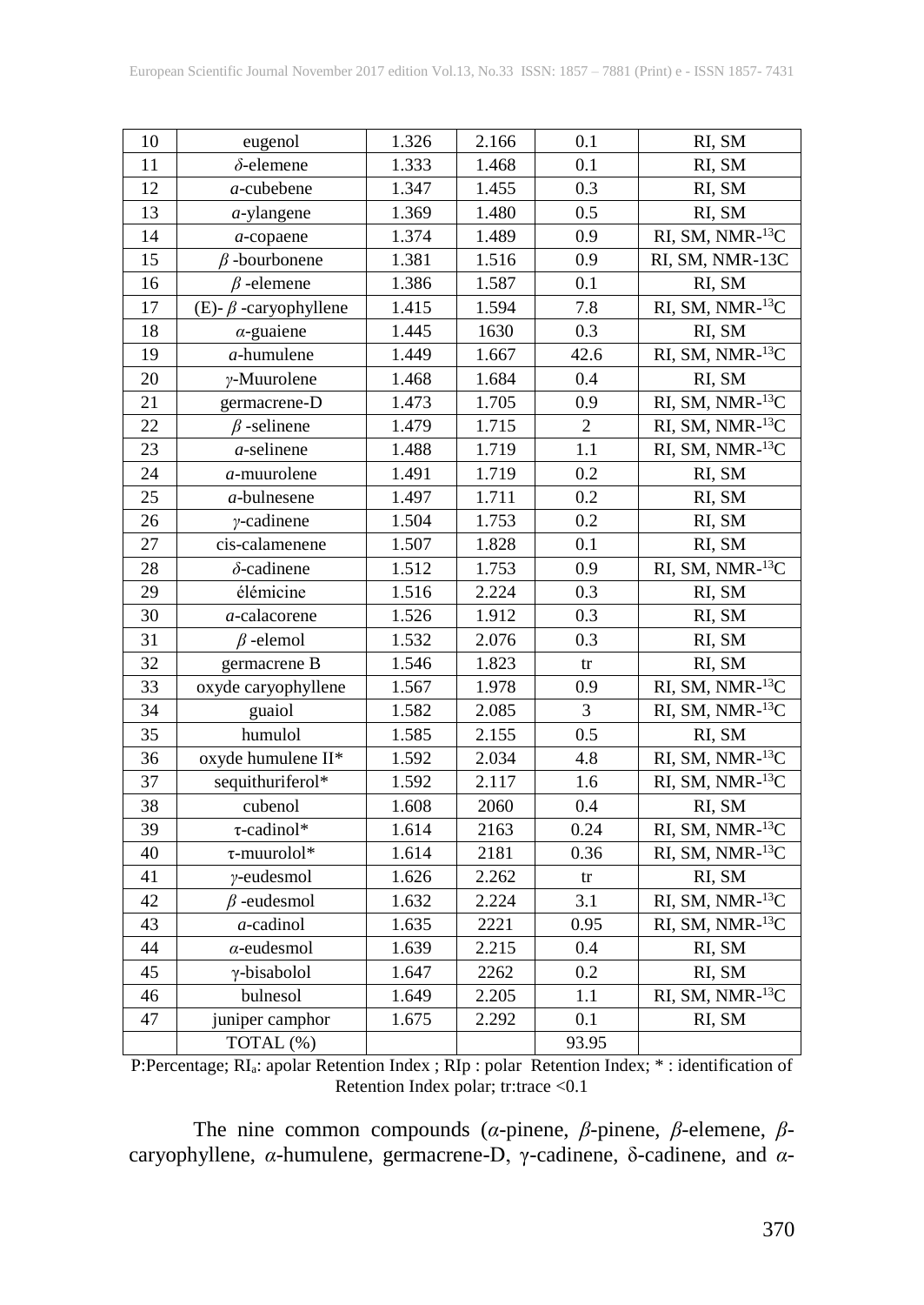| 10 | eugenol | 1.326 | 2.166 | 0.1 | RI, SM |
|---|---|---|---|---|---|
| 11 | *δ*-elemene | 1.333 | 1.468 | 0.1 | RI, SM |
| 12 | *a*-cubebene | 1.347 | 1.455 | 0.3 | RI, SM |
| 13 | *a*-ylangene | 1.369 | 1.480 | 0.5 | RI, SM |
| 14 | *a*-copaene | 1.374 | 1.489 | 0.9 | RI, SM, NMR-$^{13}$C |
| 15 | *β* -bourbonene | 1.381 | 1.516 | 0.9 | RI, SM, NMR-13C |
| 16 | *β* -elemene | 1.386 | 1.587 | 0.1 | RI, SM |
| 17 | (E)- *β* -caryophyllene | 1.415 | 1.594 | 7.8 | RI, SM, NMR-$^{13}$C |
| 18 | *α*-guaiene | 1.445 | 1630 | 0.3 | RI, SM |
| 19 | *a*-humulene | 1.449 | 1.667 | 42.6 | RI, SM, NMR-$^{13}$C |
| 20 | *γ*-Muurolene | 1.468 | 1.684 | 0.4 | RI, SM |
| 21 | germacrene-D | 1.473 | 1.705 | 0.9 | RI, SM, NMR-$^{13}$C |
| 22 | *β* -selinene | 1.479 | 1.715 | 2 | RI, SM, NMR-$^{13}$C |
| 23 | *a*-selinene | 1.488 | 1.719 | 1.1 | RI, SM, NMR-$^{13}$C |
| 24 | *a*-muurolene | 1.491 | 1.719 | 0.2 | RI, SM |
| 25 | *a*-bulnesene | 1.497 | 1.711 | 0.2 | RI, SM |
| 26 | *γ*-cadinene | 1.504 | 1.753 | 0.2 | RI, SM |
| 27 | cis-calamenene | 1.507 | 1.828 | 0.1 | RI, SM |
| 28 | *δ*-cadinene | 1.512 | 1.753 | 0.9 | RI, SM, NMR-$^{13}$C |
| 29 | élémicine | 1.516 | 2.224 | 0.3 | RI, SM |
| 30 | *a*-calacorene | 1.526 | 1.912 | 0.3 | RI, SM |
| 31 | *β* -elemol | 1.532 | 2.076 | 0.3 | RI, SM |
| 32 | germacrene B | 1.546 | 1.823 | tr | RI, SM |
| 33 | oxyde caryophyllene | 1.567 | 1.978 | 0.9 | RI, SM, NMR-$^{13}$C |
| 34 | guaiol | 1.582 | 2.085 | 3 | RI, SM, NMR-$^{13}$C |
| 35 | humulol | 1.585 | 2.155 | 0.5 | RI, SM |
| 36 | oxyde humulene II* | 1.592 | 2.034 | 4.8 | RI, SM, NMR-$^{13}$C |
| 37 | sequithuriferol* | 1.592 | 2.117 | 1.6 | RI, SM, NMR-$^{13}$C |
| 38 | cubenol | 1.608 | 2060 | 0.4 | RI, SM |
| 39 | τ-cadinol* | 1.614 | 2163 | 0.24 | RI, SM, NMR-$^{13}$C |
| 40 | τ-muurolol* | 1.614 | 2181 | 0.36 | RI, SM, NMR-$^{13}$C |
| 41 | *γ*-eudesmol | 1.626 | 2.262 | tr | RI, SM |
| 42 | *β* -eudesmol | 1.632 | 2.224 | 3.1 | RI, SM, NMR-$^{13}$C |
| 43 | *a*-cadinol | 1.635 | 2221 | 0.95 | RI, SM, NMR-$^{13}$C |
| 44 | *α*-eudesmol | 1.639 | 2.215 | 0.4 | RI, SM |
| 45 | γ-bisabolol | 1.647 | 2262 | 0.2 | RI, SM |
| 46 | bulnesol | 1.649 | 2.205 | 1.1 | RI, SM, NMR-$^{13}$C |
| 47 | juniper camphor | 1.675 | 2.292 | 0.1 | RI, SM |
| | TOTAL (%) | | | 93.95 | |

P:Percentage; $RI_a$: apolar Retention Index ; RIp : polar Retention Index; * : identification of Retention Index polar; tr:trace <0.1

The nine common compounds (*α*-pinene, *β*-pinene, *β*-elemene, *β*-caryophyllene, *α*-humulene, germacrene-D, γ-cadinene, δ-cadinene, and *α*-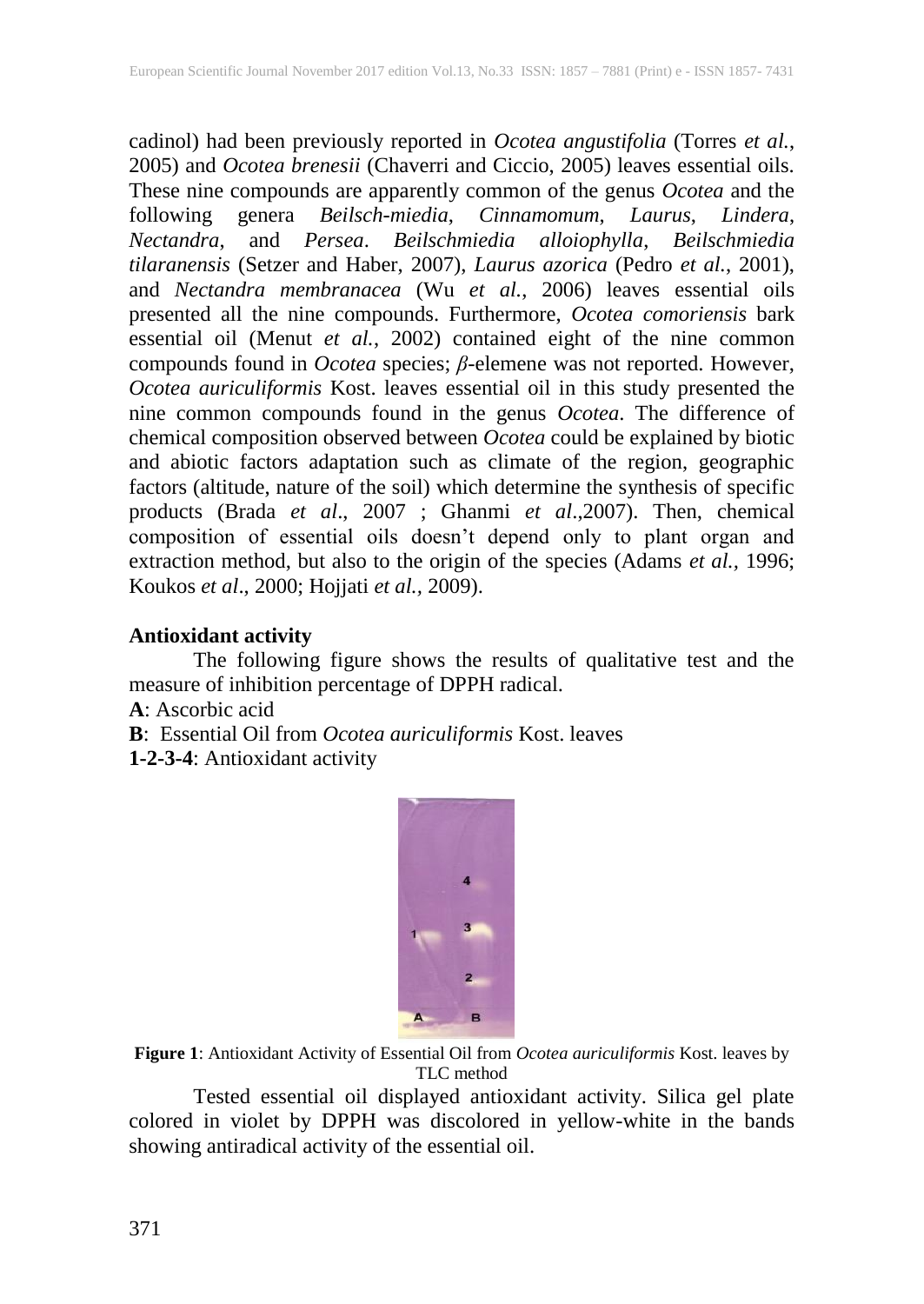cadinol) had been previously reported in *Ocotea angustifolia* (Torres *et al.*, 2005) and *Ocotea brenesii* (Chaverri and Ciccio, 2005) leaves essential oils. These nine compounds are apparently common of the genus *Ocotea* and the following genera *Beilsch-miedia*, *Cinnamomum*, *Laurus*, *Lindera*, *Nectandra*, and *Persea*. *Beilschmiedia alloiophylla*, *Beilschmiedia tilaranensis* (Setzer and Haber, 2007), *Laurus azorica* (Pedro *et al.*, 2001), and *Nectandra membranacea* (Wu *et al.*, 2006) leaves essential oils presented all the nine compounds. Furthermore, *Ocotea comoriensis* bark essential oil (Menut *et al.*, 2002) contained eight of the nine common compounds found in *Ocotea* species; *β*-elemene was not reported. However, *Ocotea auriculiformis* Kost. leaves essential oil in this study presented the nine common compounds found in the genus *Ocotea*. The difference of chemical composition observed between *Ocotea* could be explained by biotic and abiotic factors adaptation such as climate of the region, geographic factors (altitude, nature of the soil) which determine the synthesis of specific products (Brada *et al*., 2007 ; Ghanmi *et al*.,2007). Then, chemical composition of essential oils doesn't depend only to plant organ and extraction method, but also to the origin of the species (Adams *et al.*, 1996; Koukos *et al*., 2000; Hojjati *et al.*, 2009).

**Antioxidant activity**

The following figure shows the results of qualitative test and the measure of inhibition percentage of DPPH radical.

**A**: Ascorbic acid
**B**: Essential Oil from *Ocotea auriculiformis* Kost. leaves
**1-2-3-4**: Antioxidant activity

**Figure 1**: Antioxidant Activity of Essential Oil from *Ocotea auriculiformis* Kost. leaves by TLC method

Tested essential oil displayed antioxidant activity. Silica gel plate colored in violet by DPPH was discolored in yellow-white in the bands showing antiradical activity of the essential oil.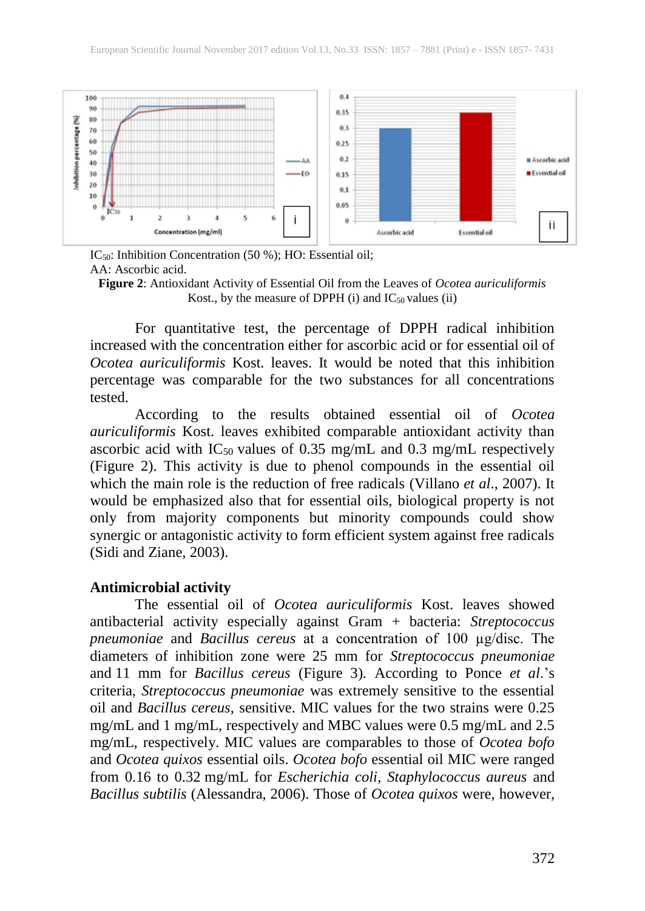$IC_{50}$: Inhibition Concentration (50 %); HO: Essential oil;
AA: Ascorbic acid.

**Figure 2**: Antioxidant Activity of Essential Oil from the Leaves of *Ocotea auriculiformis* Kost., by the measure of DPPH (i) and $IC_{50}$ values (ii)

For quantitative test, the percentage of DPPH radical inhibition increased with the concentration either for ascorbic acid or for essential oil of *Ocotea auriculiformis* Kost. leaves. It would be noted that this inhibition percentage was comparable for the two substances for all concentrations tested.

According to the results obtained essential oil of *Ocotea auriculiformis* Kost. leaves exhibited comparable antioxidant activity than ascorbic acid with $IC_{50}$ values of 0.35 mg/mL and 0.3 mg/mL respectively (Figure 2). This activity is due to phenol compounds in the essential oil which the main role is the reduction of free radicals (Villano *et al*., 2007). It would be emphasized also that for essential oils, biological property is not only from majority components but minority compounds could show synergic or antagonistic activity to form efficient system against free radicals (Sidi and Ziane, 2003).

**Antimicrobial activity**

The essential oil of *Ocotea auriculiformis* Kost. leaves showed antibacterial activity especially against Gram + bacteria: *Streptococcus pneumoniae* and *Bacillus cereus* at a concentration of 100 µg/disc. The diameters of inhibition zone were 25 mm for *Streptococcus pneumoniae* and 11 mm for *Bacillus cereus* (Figure 3). According to Ponce *et al*.'s criteria, *Streptococcus pneumoniae* was extremely sensitive to the essential oil and *Bacillus cereus*, sensitive. MIC values for the two strains were 0.25 mg/mL and 1 mg/mL, respectively and MBC values were 0.5 mg/mL and 2.5 mg/mL, respectively. MIC values are comparables to those of *Ocotea bofo* and *Ocotea quixos* essential oils. *Ocotea bofo* essential oil MIC were ranged from 0.16 to 0.32 mg/mL for *Escherichia coli*, *Staphylococcus aureus* and *Bacillus subtilis* (Alessandra, 2006). Those of *Ocotea quixos* were, however,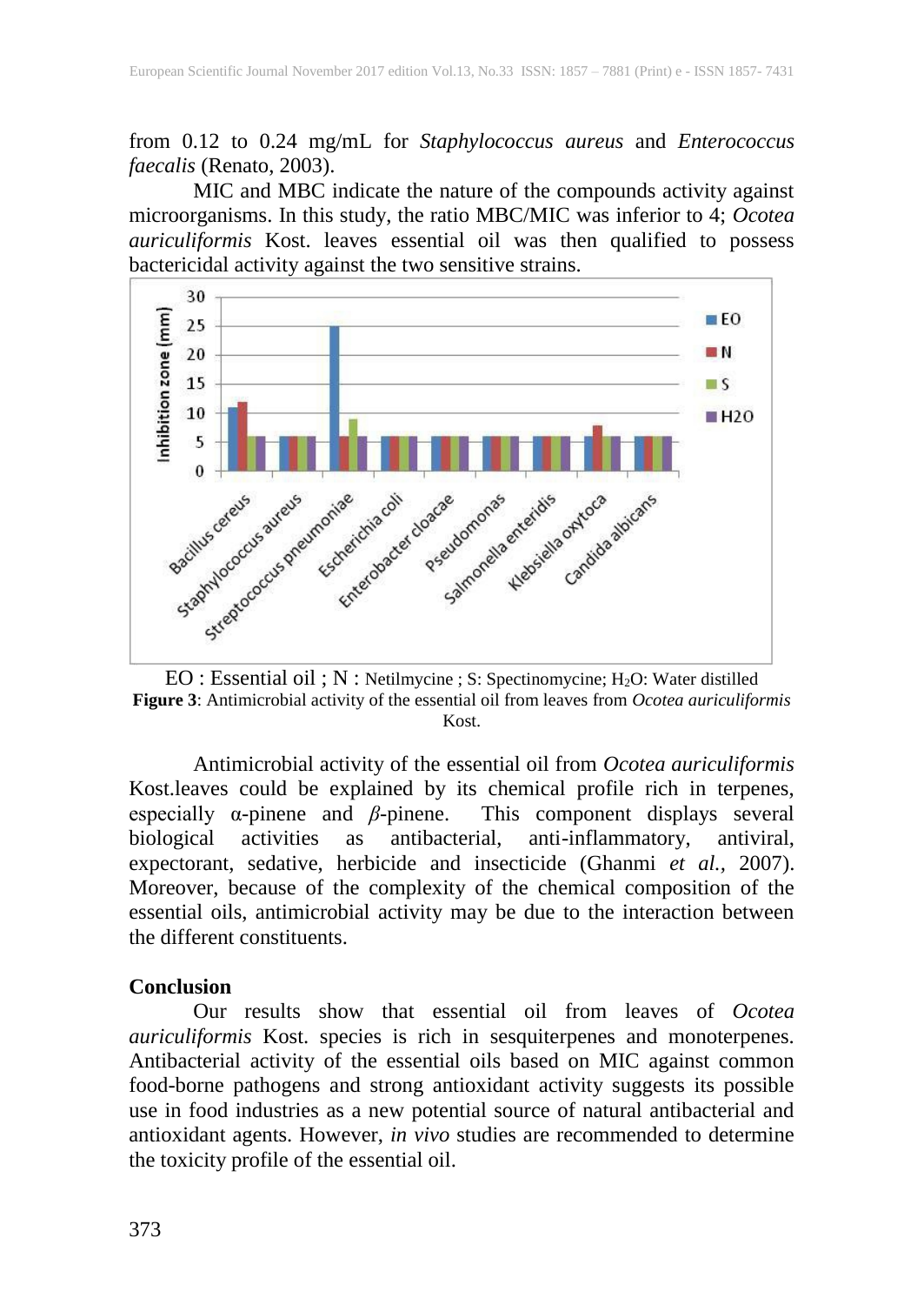from 0.12 to 0.24 mg/mL for *Staphylococcus aureus* and *Enterococcus faecalis* (Renato, 2003).

MIC and MBC indicate the nature of the compounds activity against microorganisms. In this study, the ratio MBC/MIC was inferior to 4; *Ocotea auriculiformis* Kost. leaves essential oil was then qualified to possess bactericidal activity against the two sensitive strains.

EO : Essential oil ; N : Netilmycine ; S: Spectinomycine; $H_2O$: Water distilled

**Figure 3**: Antimicrobial activity of the essential oil from leaves from *Ocotea auriculiformis* Kost.

Antimicrobial activity of the essential oil from *Ocotea auriculiformis* Kost.leaves could be explained by its chemical profile rich in terpenes, especially α-pinene and *β*-pinene. This component displays several biological activities as antibacterial, anti-inflammatory, antiviral, expectorant, sedative, herbicide and insecticide (Ghanmi *et al.,* 2007). Moreover, because of the complexity of the chemical composition of the essential oils, antimicrobial activity may be due to the interaction between the different constituents.

## Conclusion

Our results show that essential oil from leaves of *Ocotea auriculiformis* Kost. species is rich in sesquiterpenes and monoterpenes. Antibacterial activity of the essential oils based on MIC against common food-borne pathogens and strong antioxidant activity suggests its possible use in food industries as a new potential source of natural antibacterial and antioxidant agents. However, *in vivo* studies are recommended to determine the toxicity profile of the essential oil.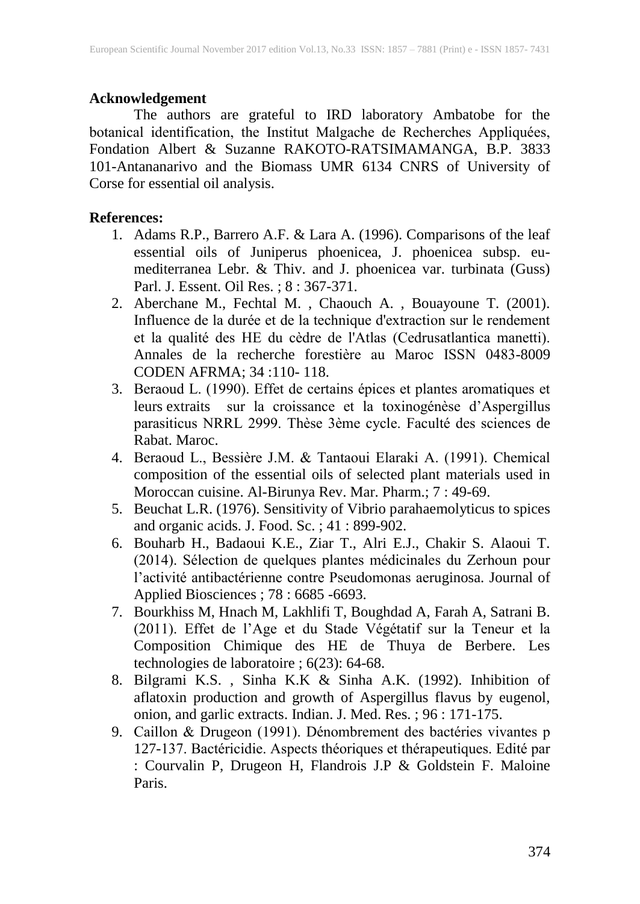**Acknowledgement**

The authors are grateful to IRD laboratory Ambatobe for the botanical identification, the Institut Malgache de Recherches Appliquées, Fondation Albert & Suzanne RAKOTO-RATSIMAMANGA, B.P. 3833 101-Antananarivo and the Biomass UMR 6134 CNRS of University of Corse for essential oil analysis.

**References:**

1. Adams R.P., Barrero A.F. & Lara A. (1996). Comparisons of the leaf essential oils of Juniperus phoenicea, J. phoenicea subsp. eu-mediterranea Lebr. & Thiv. and J. phoenicea var. turbinata (Guss) Parl. J. Essent. Oil Res. ; 8 : 367-371.
2. Aberchane M., Fechtal M. , Chaouch A. , Bouayoune T. (2001). Influence de la durée et de la technique d'extraction sur le rendement et la qualité des HE du cèdre de l'Atlas (Cedrusatlantica manetti). Annales de la recherche forestière au Maroc ISSN 0483-8009 CODEN AFRMA; 34 :110- 118.
3. Beraoud L. (1990). Effet de certains épices et plantes aromatiques et leurs extraits sur la croissance et la toxinogénèse d'Aspergillus parasiticus NRRL 2999. Thèse 3ème cycle. Faculté des sciences de Rabat. Maroc.
4. Beraoud L., Bessière J.M. & Tantaoui Elaraki A. (1991). Chemical composition of the essential oils of selected plant materials used in Moroccan cuisine. Al-Birunya Rev. Mar. Pharm.; 7 : 49-69.
5. Beuchat L.R. (1976). Sensitivity of Vibrio parahaemolyticus to spices and organic acids. J. Food. Sc. ; 41 : 899-902.
6. Bouharb H., Badaoui K.E., Ziar T., Alri E.J., Chakir S. Alaoui T. (2014). Sélection de quelques plantes médicinales du Zerhoun pour l'activité antibactérienne contre Pseudomonas aeruginosa. Journal of Applied Biosciences ; 78 : 6685 -6693.
7. Bourkhiss M, Hnach M, Lakhlifi T, Boughdad A, Farah A, Satrani B. (2011). Effet de l'Age et du Stade Végétatif sur la Teneur et la Composition Chimique des HE de Thuya de Berbere. Les technologies de laboratoire ; 6(23): 64-68.
8. Bilgrami K.S. , Sinha K.K & Sinha A.K. (1992). Inhibition of aflatoxin production and growth of Aspergillus flavus by eugenol, onion, and garlic extracts. Indian. J. Med. Res. ; 96 : 171-175.
9. Caillon & Drugeon (1991). Dénombrement des bactéries vivantes p 127-137. Bactéricidie. Aspects théoriques et thérapeutiques. Edité par : Courvalin P, Drugeon H, Flandrois J.P & Goldstein F. Maloine Paris.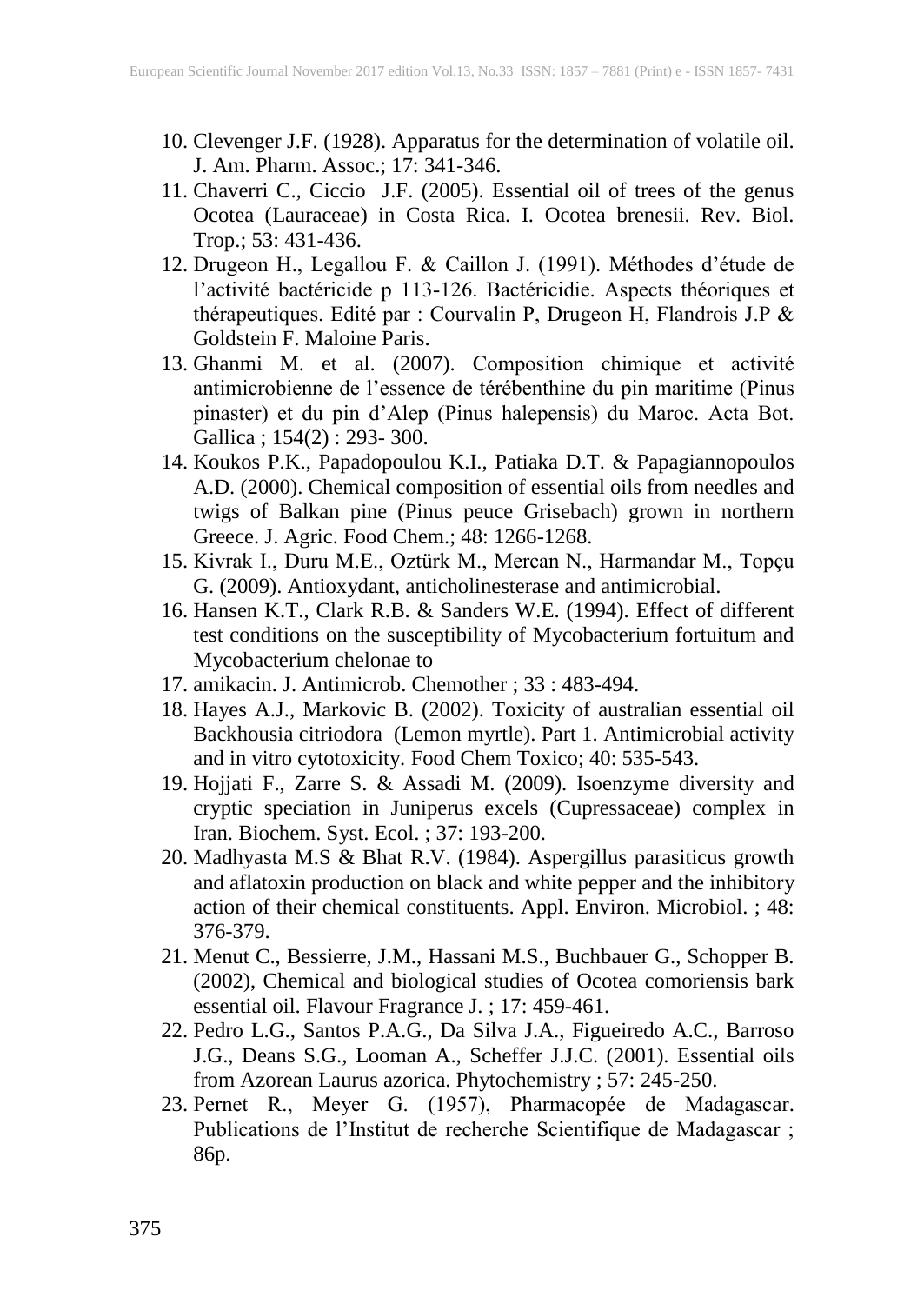10. Clevenger J.F. (1928). Apparatus for the determination of volatile oil. J. Am. Pharm. Assoc.; 17: 341-346.
11. Chaverri C., Ciccio J.F. (2005). Essential oil of trees of the genus Ocotea (Lauraceae) in Costa Rica. I. Ocotea brenesii. Rev. Biol. Trop.; 53: 431-436.
12. Drugeon H., Legallou F. & Caillon J. (1991). Méthodes d'étude de l'activité bactéricide p 113-126. Bactéricidie. Aspects théoriques et thérapeutiques. Edité par : Courvalin P, Drugeon H, Flandrois J.P & Goldstein F. Maloine Paris.
13. Ghanmi M. et al. (2007). Composition chimique et activité antimicrobienne de l'essence de térébenthine du pin maritime (Pinus pinaster) et du pin d'Alep (Pinus halepensis) du Maroc. Acta Bot. Gallica ; 154(2) : 293- 300.
14. Koukos P.K., Papadopoulou K.I., Patiaka D.T. & Papagiannopoulos A.D. (2000). Chemical composition of essential oils from needles and twigs of Balkan pine (Pinus peuce Grisebach) grown in northern Greece. J. Agric. Food Chem.; 48: 1266-1268.
15. Kivrak I., Duru M.E., Oztürk M., Mercan N., Harmandar M., Topçu G. (2009). Antioxydant, anticholinesterase and antimicrobial.
16. Hansen K.T., Clark R.B. & Sanders W.E. (1994). Effect of different test conditions on the susceptibility of Mycobacterium fortuitum and Mycobacterium chelonae to
17. amikacin. J. Antimicrob. Chemother ; 33 : 483-494.
18. Hayes A.J., Markovic B. (2002). Toxicity of australian essential oil Backhousia citriodora (Lemon myrtle). Part 1. Antimicrobial activity and in vitro cytotoxicity. Food Chem Toxico; 40: 535-543.
19. Hojjati F., Zarre S. & Assadi M. (2009). Isoenzyme diversity and cryptic speciation in Juniperus excels (Cupressaceae) complex in Iran. Biochem. Syst. Ecol. ; 37: 193-200.
20. Madhyasta M.S & Bhat R.V. (1984). Aspergillus parasiticus growth and aflatoxin production on black and white pepper and the inhibitory action of their chemical constituents. Appl. Environ. Microbiol. ; 48: 376-379.
21. Menut C., Bessierre, J.M., Hassani M.S., Buchbauer G., Schopper B. (2002), Chemical and biological studies of Ocotea comoriensis bark essential oil. Flavour Fragrance J. ; 17: 459-461.
22. Pedro L.G., Santos P.A.G., Da Silva J.A., Figueiredo A.C., Barroso J.G., Deans S.G., Looman A., Scheffer J.J.C. (2001). Essential oils from Azorean Laurus azorica. Phytochemistry ; 57: 245-250.
23. Pernet R., Meyer G. (1957), Pharmacopée de Madagascar. Publications de l'Institut de recherche Scientifique de Madagascar ; 86p.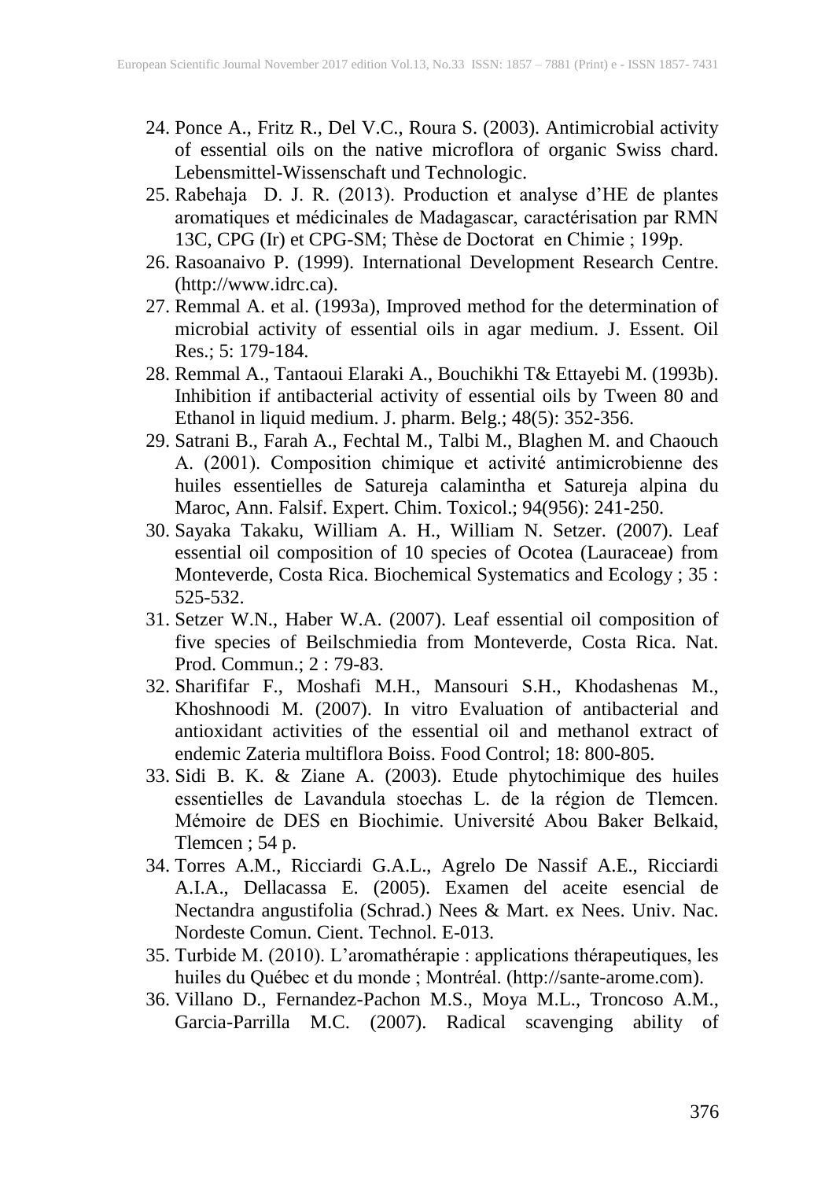24. Ponce A., Fritz R., Del V.C., Roura S. (2003). Antimicrobial activity of essential oils on the native microflora of organic Swiss chard. Lebensmittel-Wissenschaft und Technologic.
25. Rabehaja D. J. R. (2013). Production et analyse d'HE de plantes aromatiques et médicinales de Madagascar, caractérisation par RMN 13C, CPG (Ir) et CPG-SM; Thèse de Doctorat en Chimie ; 199p.
26. Rasoanaivo P. (1999). International Development Research Centre. (http://www.idrc.ca).
27. Remmal A. et al. (1993a), Improved method for the determination of microbial activity of essential oils in agar medium. J. Essent. Oil Res.; 5: 179-184.
28. Remmal A., Tantaoui Elaraki A., Bouchikhi T& Ettayebi M. (1993b). Inhibition if antibacterial activity of essential oils by Tween 80 and Ethanol in liquid medium. J. pharm. Belg.; 48(5): 352-356.
29. Satrani B., Farah A., Fechtal M., Talbi M., Blaghen M. and Chaouch A. (2001). Composition chimique et activité antimicrobienne des huiles essentielles de Satureja calamintha et Satureja alpina du Maroc, Ann. Falsif. Expert. Chim. Toxicol.; 94(956): 241-250.
30. Sayaka Takaku, William A. H., William N. Setzer. (2007). Leaf essential oil composition of 10 species of Ocotea (Lauraceae) from Monteverde, Costa Rica. Biochemical Systematics and Ecology ; 35 : 525-532.
31. Setzer W.N., Haber W.A. (2007). Leaf essential oil composition of five species of Beilschmiedia from Monteverde, Costa Rica. Nat. Prod. Commun.; 2 : 79-83.
32. Sharififar F., Moshafi M.H., Mansouri S.H., Khodashenas M., Khoshnoodi M. (2007). In vitro Evaluation of antibacterial and antioxidant activities of the essential oil and methanol extract of endemic Zateria multiflora Boiss. Food Control; 18: 800-805.
33. Sidi B. K. & Ziane A. (2003). Etude phytochimique des huiles essentielles de Lavandula stoechas L. de la région de Tlemcen. Mémoire de DES en Biochimie. Université Abou Baker Belkaid, Tlemcen ; 54 p.
34. Torres A.M., Ricciardi G.A.L., Agrelo De Nassif A.E., Ricciardi A.I.A., Dellacassa E. (2005). Examen del aceite esencial de Nectandra angustifolia (Schrad.) Nees & Mart. ex Nees. Univ. Nac. Nordeste Comun. Cient. Technol. E-013.
35. Turbide M. (2010). L'aromathérapie : applications thérapeutiques, les huiles du Québec et du monde ; Montréal. (http://sante-arome.com).
36. Villano D., Fernandez-Pachon M.S., Moya M.L., Troncoso A.M., Garcia-Parrilla M.C. (2007). Radical scavenging ability of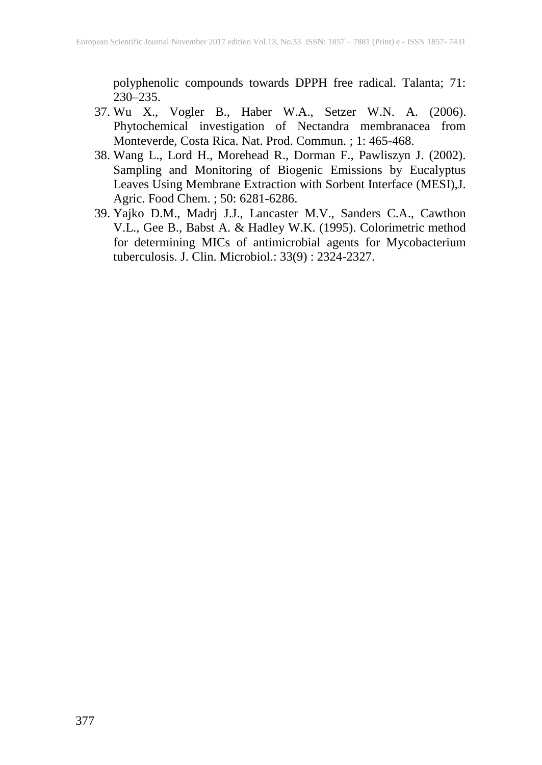polyphenolic compounds towards DPPH free radical. Talanta; 71: 230–235.

37. Wu X., Vogler B., Haber W.A., Setzer W.N. A. (2006). Phytochemical investigation of Nectandra membranacea from Monteverde, Costa Rica. Nat. Prod. Commun. ; 1: 465-468.
38. Wang L., Lord H., Morehead R., Dorman F., Pawliszyn J. (2002). Sampling and Monitoring of Biogenic Emissions by Eucalyptus Leaves Using Membrane Extraction with Sorbent Interface (MESI),J. Agric. Food Chem. ; 50: 6281-6286.
39. Yajko D.M., Madrj J.J., Lancaster M.V., Sanders C.A., Cawthon V.L., Gee B., Babst A. & Hadley W.K. (1995). Colorimetric method for determining MICs of antimicrobial agents for Mycobacterium tuberculosis. J. Clin. Microbiol.: 33(9) : 2324-2327.